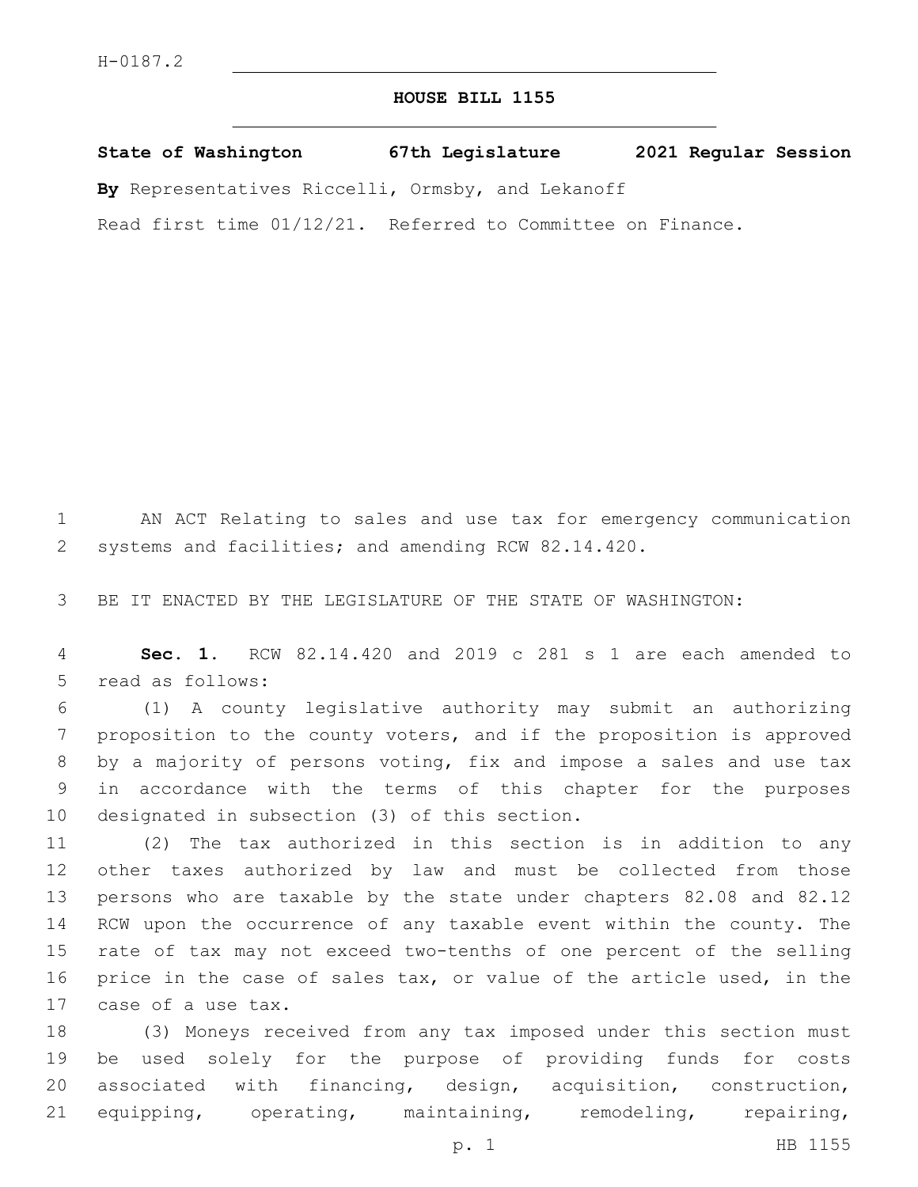H-0187.2

# HOUSE BILL 1155

**State of Washington 67th Legislature 2021 Regular Session**

**By** Representatives Riccelli, Ormsby, and Lekanoff

Read first time 01/12/21. Referred to Committee on Finance.

1 AN ACT Relating to sales and use tax for emergency communication
2 systems and facilities; and amending RCW 82.14.420.

3 BE IT ENACTED BY THE LEGISLATURE OF THE STATE OF WASHINGTON:

4 **Sec. 1.** RCW 82.14.420 and 2019 c 281 s 1 are each amended to
5 read as follows:

6 (1) A county legislative authority may submit an authorizing
7 proposition to the county voters, and if the proposition is approved
8 by a majority of persons voting, fix and impose a sales and use tax
9 in accordance with the terms of this chapter for the purposes
10 designated in subsection (3) of this section.

11 (2) The tax authorized in this section is in addition to any
12 other taxes authorized by law and must be collected from those
13 persons who are taxable by the state under chapters 82.08 and 82.12
14 RCW upon the occurrence of any taxable event within the county. The
15 rate of tax may not exceed two-tenths of one percent of the selling
16 price in the case of sales tax, or value of the article used, in the
17 case of a use tax.

18 (3) Moneys received from any tax imposed under this section must
19 be used solely for the purpose of providing funds for costs
20 associated with financing, design, acquisition, construction,
21 equipping, operating, maintaining, remodeling, repairing,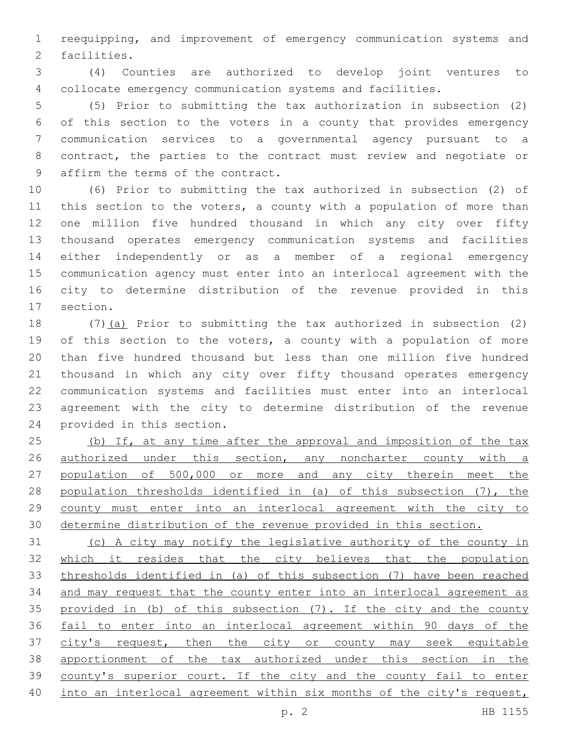reequipping, and improvement of emergency communication systems and facilities.

(4) Counties are authorized to develop joint ventures to collocate emergency communication systems and facilities.

(5) Prior to submitting the tax authorization in subsection (2) of this section to the voters in a county that provides emergency communication services to a governmental agency pursuant to a contract, the parties to the contract must review and negotiate or affirm the terms of the contract.

(6) Prior to submitting the tax authorized in subsection (2) of this section to the voters, a county with a population of more than one million five hundred thousand in which any city over fifty thousand operates emergency communication systems and facilities either independently or as a member of a regional emergency communication agency must enter into an interlocal agreement with the city to determine distribution of the revenue provided in this section.

(7)<u>(a)</u> Prior to submitting the tax authorized in subsection (2) of this section to the voters, a county with a population of more than five hundred thousand but less than one million five hundred thousand in which any city over fifty thousand operates emergency communication systems and facilities must enter into an interlocal agreement with the city to determine distribution of the revenue provided in this section.

<u>(b) If, at any time after the approval and imposition of the tax authorized under this section, any noncharter county with a population of 500,000 or more and any city therein meet the population thresholds identified in (a) of this subsection (7), the county must enter into an interlocal agreement with the city to determine distribution of the revenue provided in this section.</u>

<u>(c) A city may notify the legislative authority of the county in which it resides that the city believes that the population thresholds identified in (a) of this subsection (7) have been reached and may request that the county enter into an interlocal agreement as provided in (b) of this subsection (7). If the city and the county fail to enter into an interlocal agreement within 90 days of the city's request, then the city or county may seek equitable apportionment of the tax authorized under this section in the county's superior court. If the city and the county fail to enter into an interlocal agreement within six months of the city's request,</u>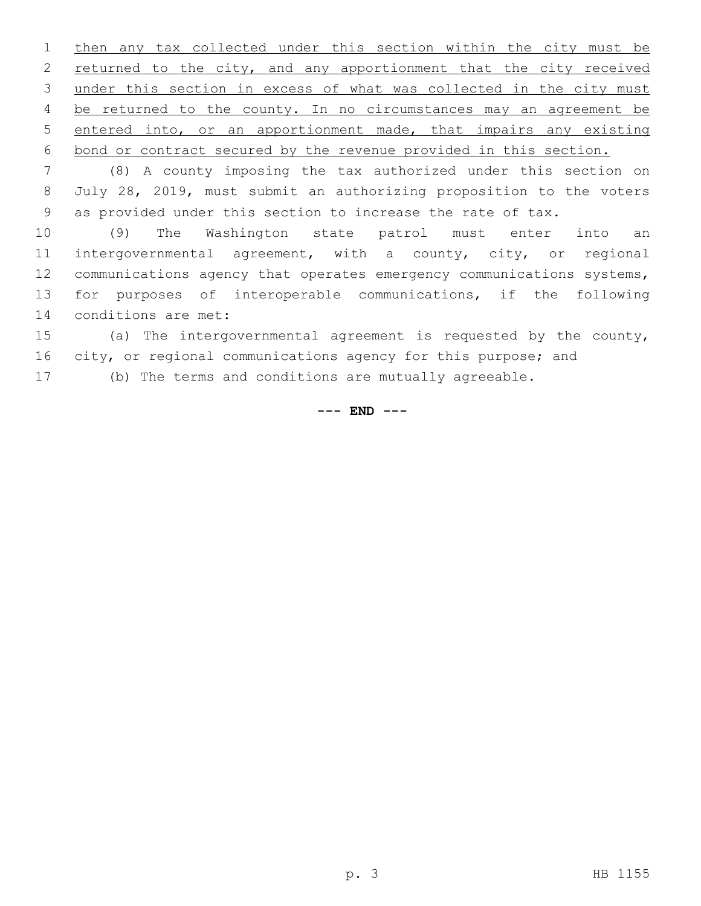then any tax collected under this section within the city must be returned to the city, and any apportionment that the city received under this section in excess of what was collected in the city must be returned to the county. In no circumstances may an agreement be entered into, or an apportionment made, that impairs any existing bond or contract secured by the revenue provided in this section.

(8) A county imposing the tax authorized under this section on July 28, 2019, must submit an authorizing proposition to the voters as provided under this section to increase the rate of tax.

(9) The Washington state patrol must enter into an intergovernmental agreement, with a county, city, or regional communications agency that operates emergency communications systems, for purposes of interoperable communications, if the following conditions are met:

(a) The intergovernmental agreement is requested by the county, city, or regional communications agency for this purpose; and

(b) The terms and conditions are mutually agreeable.

**--- END ---**